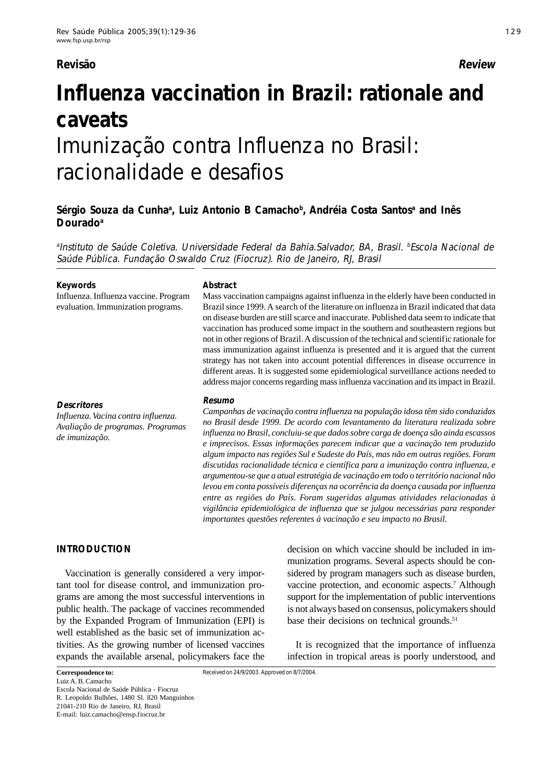Revisão | Review

# Influenza vaccination in Brazil: rationale and caveats

# Imunização contra Influenza no Brasil: racionalidade e desafios

**Sérgio Souza da Cunha[a], Luiz Antonio B Camacho[b], Andréia Costa Santos[a] and Inês Dourado[a]**

*[a]Instituto de Saúde Coletiva. Universidade Federal da Bahia.Salvador, BA, Brasil. [b]Escola Nacional de Saúde Pública. Fundação Oswaldo Cruz (Fiocruz). Rio de Janeiro, RJ, Brasil*

**Keywords**

Influenza. Influenza vaccine. Program evaluation. Immunization programs.

**Abstract**

Mass vaccination campaigns against influenza in the elderly have been conducted in Brazil since 1999. A search of the literature on influenza in Brazil indicated that data on disease burden are still scarce and inaccurate. Published data seem to indicate that vaccination has produced some impact in the southern and southeastern regions but not in other regions of Brazil. A discussion of the technical and scientific rationale for mass immunization against influenza is presented and it is argued that the current strategy has not taken into account potential differences in disease occurrence in different areas. It is suggested some epidemiological surveillance actions needed to address major concerns regarding mass influenza vaccination and its impact in Brazil.

***Descritores***

*Influenza. Vacina contra influenza. Avaliação de programas. Programas de imunização.*

***Resumo***

*Campanhas de vacinação contra influenza na população idosa têm sido conduzidas no Brasil desde 1999. De acordo com levantamento da literatura realizada sobre influenza no Brasil, concluiu-se que dados sobre carga de doença são ainda escassos e imprecisos. Essas informações parecem indicar que a vacinação tem produzido algum impacto nas regiões Sul e Sudeste do País, mas não em outras regiões. Foram discutidas racionalidade técnica e científica para a imunização contra influenza, e argumentou-se que a atual estratégia de vacinação em todo o território nacional não levou em conta possíveis diferenças na ocorrência da doença causada por influenza entre as regiões do País. Foram sugeridas algumas atividades relacionadas à vigilância epidemiológica de influenza que se julgou necessárias para responder importantes questões referentes à vacinação e seu impacto no Brasil.*

## INTRODUCTION

Vaccination is generally considered a very important tool for disease control, and immunization programs are among the most successful interventions in public health. The package of vaccines recommended by the Expanded Program of Immunization (EPI) is well established as the basic set of immunization activities. As the growing number of licensed vaccines expands the available arsenal, policymakers face the decision on which vaccine should be included in immunization programs. Several aspects should be considered by program managers such as disease burden, vaccine protection, and economic aspects.[7] Although support for the implementation of public interventions is not always based on consensus, policymakers should base their decisions on technical grounds.[51]

It is recognized that the importance of influenza infection in tropical areas is poorly understood, and

**Correspondence to:**
Luiz A. B. Camacho
Escola Nacional de Saúde Pública - Fiocruz
R. Leopoldo Bulhões, 1480 Sl. 820 Manguinhos
21041-210 Rio de Janeiro, RJ, Brasil
E-mail: luiz.camacho@ensp.fiocruz.br

Received on 24/9/2003. Approved on 8/7/2004.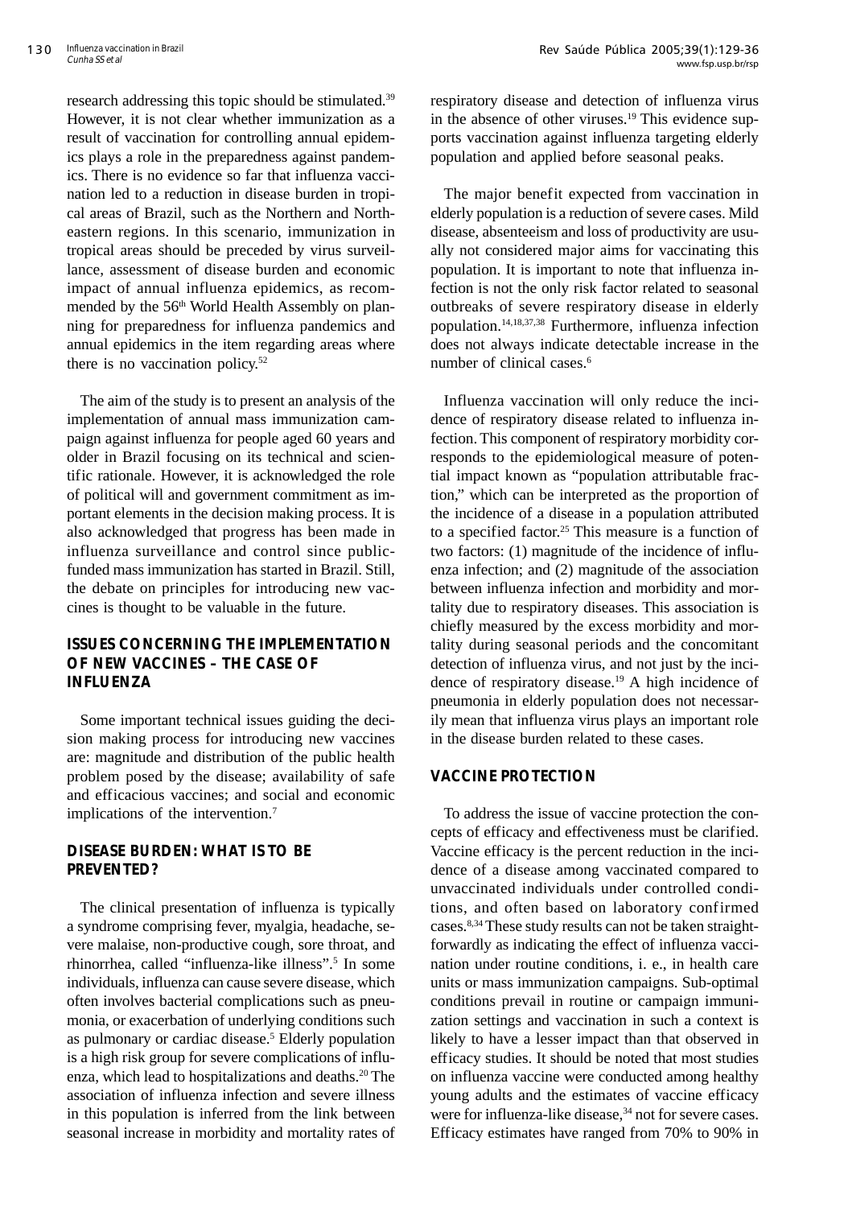research addressing this topic should be stimulated.[39] However, it is not clear whether immunization as a result of vaccination for controlling annual epidemics plays a role in the preparedness against pandemics. There is no evidence so far that influenza vaccination led to a reduction in disease burden in tropical areas of Brazil, such as the Northern and Northeastern regions. In this scenario, immunization in tropical areas should be preceded by virus surveillance, assessment of disease burden and economic impact of annual influenza epidemics, as recommended by the 56th World Health Assembly on planning for preparedness for influenza pandemics and annual epidemics in the item regarding areas where there is no vaccination policy.[52]

The aim of the study is to present an analysis of the implementation of annual mass immunization campaign against influenza for people aged 60 years and older in Brazil focusing on its technical and scientific rationale. However, it is acknowledged the role of political will and government commitment as important elements in the decision making process. It is also acknowledged that progress has been made in influenza surveillance and control since public-funded mass immunization has started in Brazil. Still, the debate on principles for introducing new vaccines is thought to be valuable in the future.

## ISSUES CONCERNING THE IMPLEMENTATION OF NEW VACCINES – THE CASE OF INFLUENZA

Some important technical issues guiding the decision making process for introducing new vaccines are: magnitude and distribution of the public health problem posed by the disease; availability of safe and efficacious vaccines; and social and economic implications of the intervention.[7]

## DISEASE BURDEN: WHAT IS TO BE PREVENTED?

The clinical presentation of influenza is typically a syndrome comprising fever, myalgia, headache, severe malaise, non-productive cough, sore throat, and rhinorrhea, called "influenza-like illness".[5] In some individuals, influenza can cause severe disease, which often involves bacterial complications such as pneumonia, or exacerbation of underlying conditions such as pulmonary or cardiac disease.[5] Elderly population is a high risk group for severe complications of influenza, which lead to hospitalizations and deaths.[20] The association of influenza infection and severe illness in this population is inferred from the link between seasonal increase in morbidity and mortality rates of respiratory disease and detection of influenza virus in the absence of other viruses.[19] This evidence supports vaccination against influenza targeting elderly population and applied before seasonal peaks.

The major benefit expected from vaccination in elderly population is a reduction of severe cases. Mild disease, absenteeism and loss of productivity are usually not considered major aims for vaccinating this population. It is important to note that influenza infection is not the only risk factor related to seasonal outbreaks of severe respiratory disease in elderly population.[14,18,37,38] Furthermore, influenza infection does not always indicate detectable increase in the number of clinical cases.[6]

Influenza vaccination will only reduce the incidence of respiratory disease related to influenza infection. This component of respiratory morbidity corresponds to the epidemiological measure of potential impact known as "population attributable fraction," which can be interpreted as the proportion of the incidence of a disease in a population attributed to a specified factor.[25] This measure is a function of two factors: (1) magnitude of the incidence of influenza infection; and (2) magnitude of the association between influenza infection and morbidity and mortality due to respiratory diseases. This association is chiefly measured by the excess morbidity and mortality during seasonal periods and the concomitant detection of influenza virus, and not just by the incidence of respiratory disease.[19] A high incidence of pneumonia in elderly population does not necessarily mean that influenza virus plays an important role in the disease burden related to these cases.

## VACCINE PROTECTION

To address the issue of vaccine protection the concepts of efficacy and effectiveness must be clarified. Vaccine efficacy is the percent reduction in the incidence of a disease among vaccinated compared to unvaccinated individuals under controlled conditions, and often based on laboratory confirmed cases.[8,34] These study results can not be taken straightforwardly as indicating the effect of influenza vaccination under routine conditions, i. e., in health care units or mass immunization campaigns. Sub-optimal conditions prevail in routine or campaign immunization settings and vaccination in such a context is likely to have a lesser impact than that observed in efficacy studies. It should be noted that most studies on influenza vaccine were conducted among healthy young adults and the estimates of vaccine efficacy were for influenza-like disease,[34] not for severe cases. Efficacy estimates have ranged from 70% to 90% in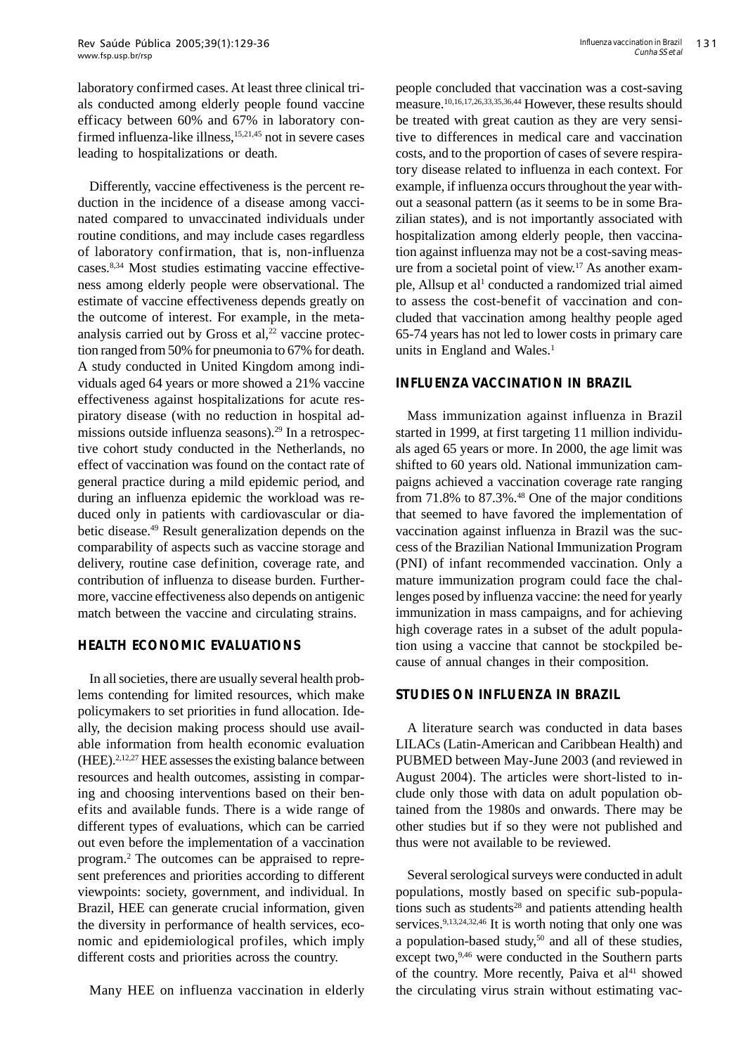laboratory confirmed cases. At least three clinical trials conducted among elderly people found vaccine efficacy between 60% and 67% in laboratory confirmed influenza-like illness,[15,21,45] not in severe cases leading to hospitalizations or death.

Differently, vaccine effectiveness is the percent reduction in the incidence of a disease among vaccinated compared to unvaccinated individuals under routine conditions, and may include cases regardless of laboratory confirmation, that is, non-influenza cases.[8,34] Most studies estimating vaccine effectiveness among elderly people were observational. The estimate of vaccine effectiveness depends greatly on the outcome of interest. For example, in the meta-analysis carried out by Gross et al,[22] vaccine protection ranged from 50% for pneumonia to 67% for death. A study conducted in United Kingdom among individuals aged 64 years or more showed a 21% vaccine effectiveness against hospitalizations for acute respiratory disease (with no reduction in hospital admissions outside influenza seasons).[29] In a retrospective cohort study conducted in the Netherlands, no effect of vaccination was found on the contact rate of general practice during a mild epidemic period, and during an influenza epidemic the workload was reduced only in patients with cardiovascular or diabetic disease.[49] Result generalization depends on the comparability of aspects such as vaccine storage and delivery, routine case definition, coverage rate, and contribution of influenza to disease burden. Furthermore, vaccine effectiveness also depends on antigenic match between the vaccine and circulating strains.

## HEALTH ECONOMIC EVALUATIONS

In all societies, there are usually several health problems contending for limited resources, which make policymakers to set priorities in fund allocation. Ideally, the decision making process should use available information from health economic evaluation (HEE).[2,12,27] HEE assesses the existing balance between resources and health outcomes, assisting in comparing and choosing interventions based on their benefits and available funds. There is a wide range of different types of evaluations, which can be carried out even before the implementation of a vaccination program.[2] The outcomes can be appraised to represent preferences and priorities according to different viewpoints: society, government, and individual. In Brazil, HEE can generate crucial information, given the diversity in performance of health services, economic and epidemiological profiles, which imply different costs and priorities across the country.

Many HEE on influenza vaccination in elderly people concluded that vaccination was a cost-saving measure.[10,16,17,26,33,35,36,44] However, these results should be treated with great caution as they are very sensitive to differences in medical care and vaccination costs, and to the proportion of cases of severe respiratory disease related to influenza in each context. For example, if influenza occurs throughout the year without a seasonal pattern (as it seems to be in some Brazilian states), and is not importantly associated with hospitalization among elderly people, then vaccination against influenza may not be a cost-saving measure from a societal point of view.[17] As another example, Allsup et al[1] conducted a randomized trial aimed to assess the cost-benefit of vaccination and concluded that vaccination among healthy people aged 65-74 years has not led to lower costs in primary care units in England and Wales.[1]

## INFLUENZA VACCINATION IN BRAZIL

Mass immunization against influenza in Brazil started in 1999, at first targeting 11 million individuals aged 65 years or more. In 2000, the age limit was shifted to 60 years old. National immunization campaigns achieved a vaccination coverage rate ranging from 71.8% to 87.3%.[48] One of the major conditions that seemed to have favored the implementation of vaccination against influenza in Brazil was the success of the Brazilian National Immunization Program (PNI) of infant recommended vaccination. Only a mature immunization program could face the challenges posed by influenza vaccine: the need for yearly immunization in mass campaigns, and for achieving high coverage rates in a subset of the adult population using a vaccine that cannot be stockpiled because of annual changes in their composition.

## STUDIES ON INFLUENZA IN BRAZIL

A literature search was conducted in data bases LILACs (Latin-American and Caribbean Health) and PUBMED between May-June 2003 (and reviewed in August 2004). The articles were short-listed to include only those with data on adult population obtained from the 1980s and onwards. There may be other studies but if so they were not published and thus were not available to be reviewed.

Several serological surveys were conducted in adult populations, mostly based on specific sub-populations such as students[28] and patients attending health services.[9,13,24,32,46] It is worth noting that only one was a population-based study,[50] and all of these studies, except two,[9,46] were conducted in the Southern parts of the country. More recently, Paiva et al[41] showed the circulating virus strain without estimating vac-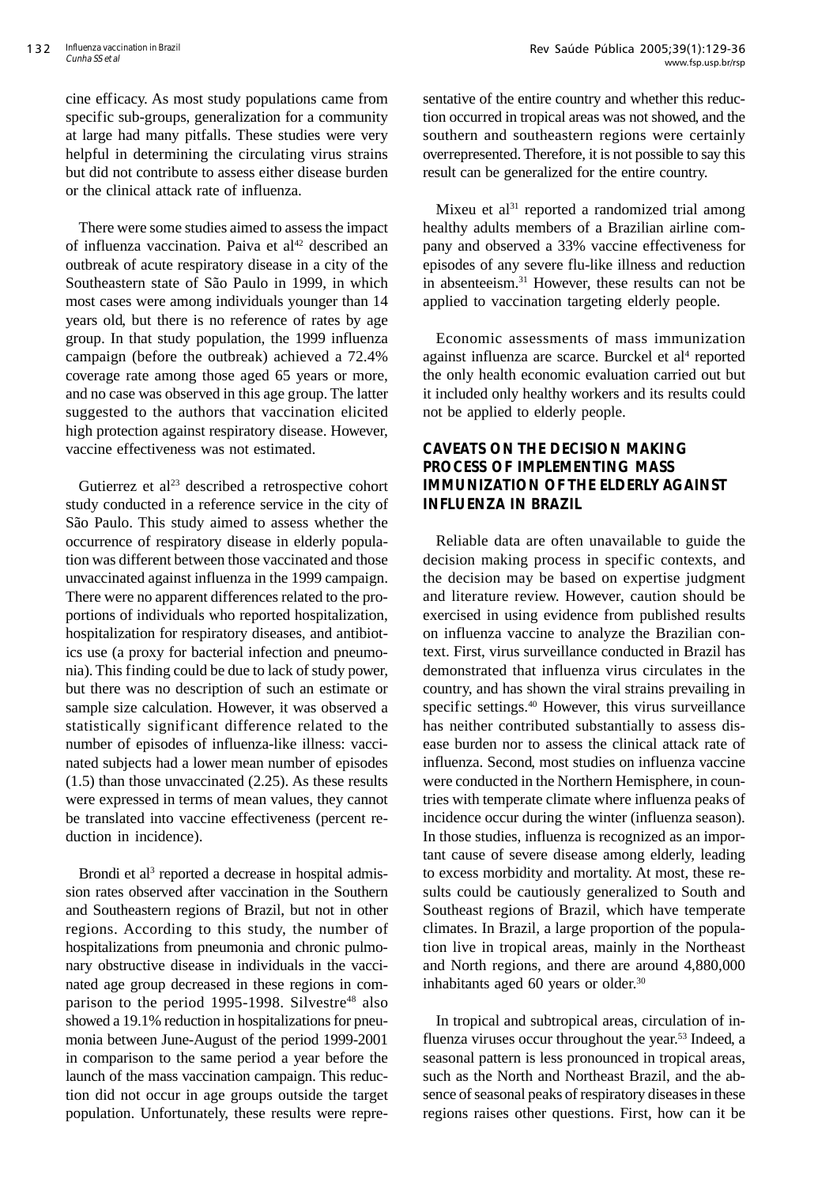cine efficacy. As most study populations came from specific sub-groups, generalization for a community at large had many pitfalls. These studies were very helpful in determining the circulating virus strains but did not contribute to assess either disease burden or the clinical attack rate of influenza.

There were some studies aimed to assess the impact of influenza vaccination. Paiva et al[42] described an outbreak of acute respiratory disease in a city of the Southeastern state of São Paulo in 1999, in which most cases were among individuals younger than 14 years old, but there is no reference of rates by age group. In that study population, the 1999 influenza campaign (before the outbreak) achieved a 72.4% coverage rate among those aged 65 years or more, and no case was observed in this age group. The latter suggested to the authors that vaccination elicited high protection against respiratory disease. However, vaccine effectiveness was not estimated.

Gutierrez et al[23] described a retrospective cohort study conducted in a reference service in the city of São Paulo. This study aimed to assess whether the occurrence of respiratory disease in elderly population was different between those vaccinated and those unvaccinated against influenza in the 1999 campaign. There were no apparent differences related to the proportions of individuals who reported hospitalization, hospitalization for respiratory diseases, and antibiotics use (a proxy for bacterial infection and pneumonia). This finding could be due to lack of study power, but there was no description of such an estimate or sample size calculation. However, it was observed a statistically significant difference related to the number of episodes of influenza-like illness: vaccinated subjects had a lower mean number of episodes (1.5) than those unvaccinated (2.25). As these results were expressed in terms of mean values, they cannot be translated into vaccine effectiveness (percent reduction in incidence).

Brondi et al[3] reported a decrease in hospital admission rates observed after vaccination in the Southern and Southeastern regions of Brazil, but not in other regions. According to this study, the number of hospitalizations from pneumonia and chronic pulmonary obstructive disease in individuals in the vaccinated age group decreased in these regions in comparison to the period 1995-1998. Silvestre[48] also showed a 19.1% reduction in hospitalizations for pneumonia between June-August of the period 1999-2001 in comparison to the same period a year before the launch of the mass vaccination campaign. This reduction did not occur in age groups outside the target population. Unfortunately, these results were representative of the entire country and whether this reduction occurred in tropical areas was not showed, and the southern and southeastern regions were certainly overrepresented. Therefore, it is not possible to say this result can be generalized for the entire country.

Mixeu et al[31] reported a randomized trial among healthy adults members of a Brazilian airline company and observed a 33% vaccine effectiveness for episodes of any severe flu-like illness and reduction in absenteeism.[31] However, these results can not be applied to vaccination targeting elderly people.

Economic assessments of mass immunization against influenza are scarce. Burckel et al[4] reported the only health economic evaluation carried out but it included only healthy workers and its results could not be applied to elderly people.

## CAVEATS ON THE DECISION MAKING PROCESS OF IMPLEMENTING MASS IMMUNIZATION OF THE ELDERLY AGAINST INFLUENZA IN BRAZIL

Reliable data are often unavailable to guide the decision making process in specific contexts, and the decision may be based on expertise judgment and literature review. However, caution should be exercised in using evidence from published results on influenza vaccine to analyze the Brazilian context. First, virus surveillance conducted in Brazil has demonstrated that influenza virus circulates in the country, and has shown the viral strains prevailing in specific settings.[40] However, this virus surveillance has neither contributed substantially to assess disease burden nor to assess the clinical attack rate of influenza. Second, most studies on influenza vaccine were conducted in the Northern Hemisphere, in countries with temperate climate where influenza peaks of incidence occur during the winter (influenza season). In those studies, influenza is recognized as an important cause of severe disease among elderly, leading to excess morbidity and mortality. At most, these results could be cautiously generalized to South and Southeast regions of Brazil, which have temperate climates. In Brazil, a large proportion of the population live in tropical areas, mainly in the Northeast and North regions, and there are around 4,880,000 inhabitants aged 60 years or older.[30]

In tropical and subtropical areas, circulation of influenza viruses occur throughout the year.[53] Indeed, a seasonal pattern is less pronounced in tropical areas, such as the North and Northeast Brazil, and the absence of seasonal peaks of respiratory diseases in these regions raises other questions. First, how can it be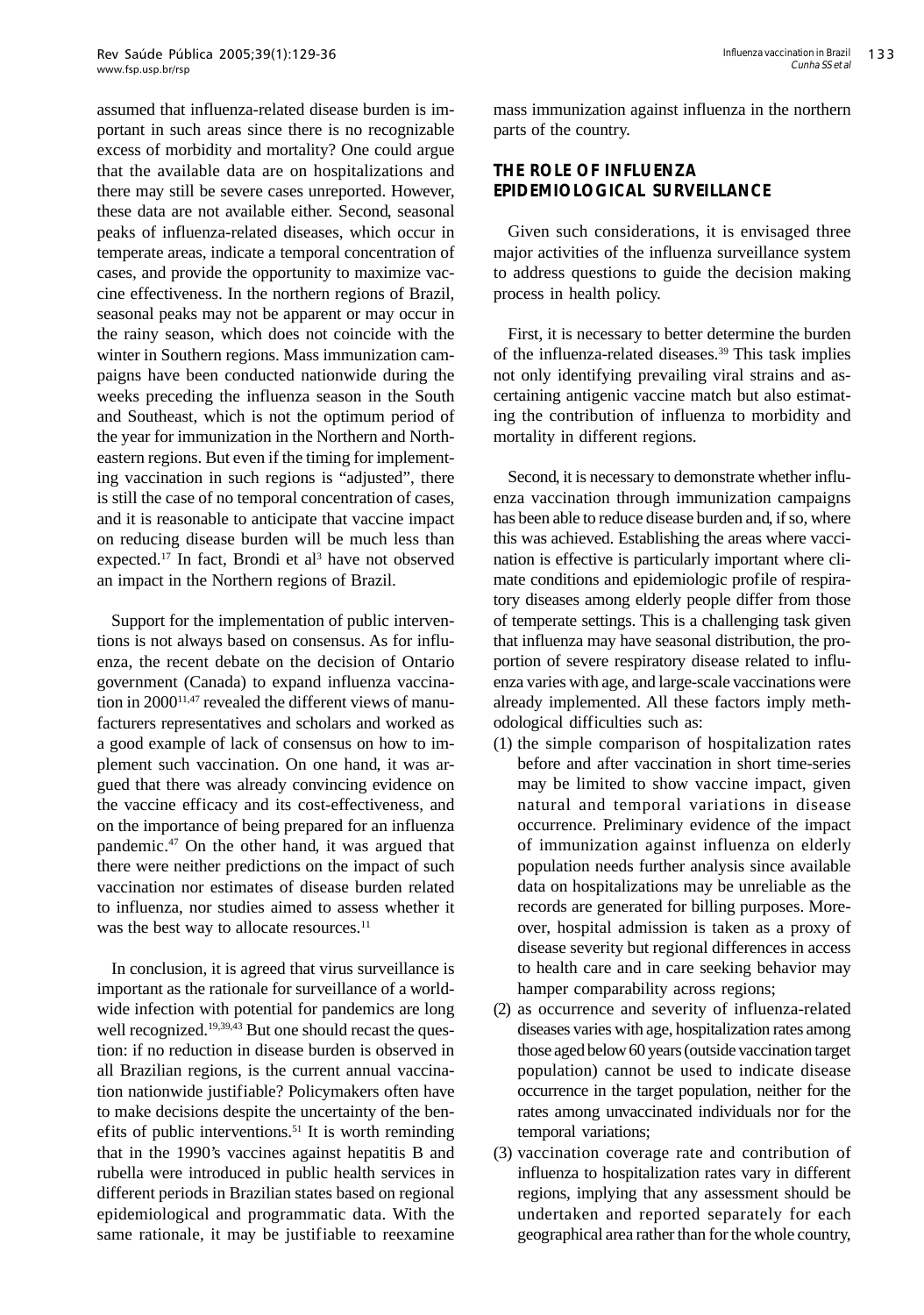assumed that influenza-related disease burden is important in such areas since there is no recognizable excess of morbidity and mortality? One could argue that the available data are on hospitalizations and there may still be severe cases unreported. However, these data are not available either. Second, seasonal peaks of influenza-related diseases, which occur in temperate areas, indicate a temporal concentration of cases, and provide the opportunity to maximize vaccine effectiveness. In the northern regions of Brazil, seasonal peaks may not be apparent or may occur in the rainy season, which does not coincide with the winter in Southern regions. Mass immunization campaigns have been conducted nationwide during the weeks preceding the influenza season in the South and Southeast, which is not the optimum period of the year for immunization in the Northern and Northeastern regions. But even if the timing for implementing vaccination in such regions is "adjusted", there is still the case of no temporal concentration of cases, and it is reasonable to anticipate that vaccine impact on reducing disease burden will be much less than expected.[17] In fact, Brondi et al[3] have not observed an impact in the Northern regions of Brazil.

Support for the implementation of public interventions is not always based on consensus. As for influenza, the recent debate on the decision of Ontario government (Canada) to expand influenza vaccination in 2000[11,47] revealed the different views of manufacturers representatives and scholars and worked as a good example of lack of consensus on how to implement such vaccination. On one hand, it was argued that there was already convincing evidence on the vaccine efficacy and its cost-effectiveness, and on the importance of being prepared for an influenza pandemic.[47] On the other hand, it was argued that there were neither predictions on the impact of such vaccination nor estimates of disease burden related to influenza, nor studies aimed to assess whether it was the best way to allocate resources.[11]

In conclusion, it is agreed that virus surveillance is important as the rationale for surveillance of a worldwide infection with potential for pandemics are long well recognized.[19,39,43] But one should recast the question: if no reduction in disease burden is observed in all Brazilian regions, is the current annual vaccination nationwide justifiable? Policymakers often have to make decisions despite the uncertainty of the benefits of public interventions.[51] It is worth reminding that in the 1990's vaccines against hepatitis B and rubella were introduced in public health services in different periods in Brazilian states based on regional epidemiological and programmatic data. With the same rationale, it may be justifiable to reexamine mass immunization against influenza in the northern parts of the country.

## THE ROLE OF INFLUENZA EPIDEMIOLOGICAL SURVEILLANCE

Given such considerations, it is envisaged three major activities of the influenza surveillance system to address questions to guide the decision making process in health policy.

First, it is necessary to better determine the burden of the influenza-related diseases.[39] This task implies not only identifying prevailing viral strains and ascertaining antigenic vaccine match but also estimating the contribution of influenza to morbidity and mortality in different regions.

Second, it is necessary to demonstrate whether influenza vaccination through immunization campaigns has been able to reduce disease burden and, if so, where this was achieved. Establishing the areas where vaccination is effective is particularly important where climate conditions and epidemiologic profile of respiratory diseases among elderly people differ from those of temperate settings. This is a challenging task given that influenza may have seasonal distribution, the proportion of severe respiratory disease related to influenza varies with age, and large-scale vaccinations were already implemented. All these factors imply methodological difficulties such as:

(1) the simple comparison of hospitalization rates before and after vaccination in short time-series may be limited to show vaccine impact, given natural and temporal variations in disease occurrence. Preliminary evidence of the impact of immunization against influenza on elderly population needs further analysis since available data on hospitalizations may be unreliable as the records are generated for billing purposes. Moreover, hospital admission is taken as a proxy of disease severity but regional differences in access to health care and in care seeking behavior may hamper comparability across regions;

(2) as occurrence and severity of influenza-related diseases varies with age, hospitalization rates among those aged below 60 years (outside vaccination target population) cannot be used to indicate disease occurrence in the target population, neither for the rates among unvaccinated individuals nor for the temporal variations;

(3) vaccination coverage rate and contribution of influenza to hospitalization rates vary in different regions, implying that any assessment should be undertaken and reported separately for each geographical area rather than for the whole country,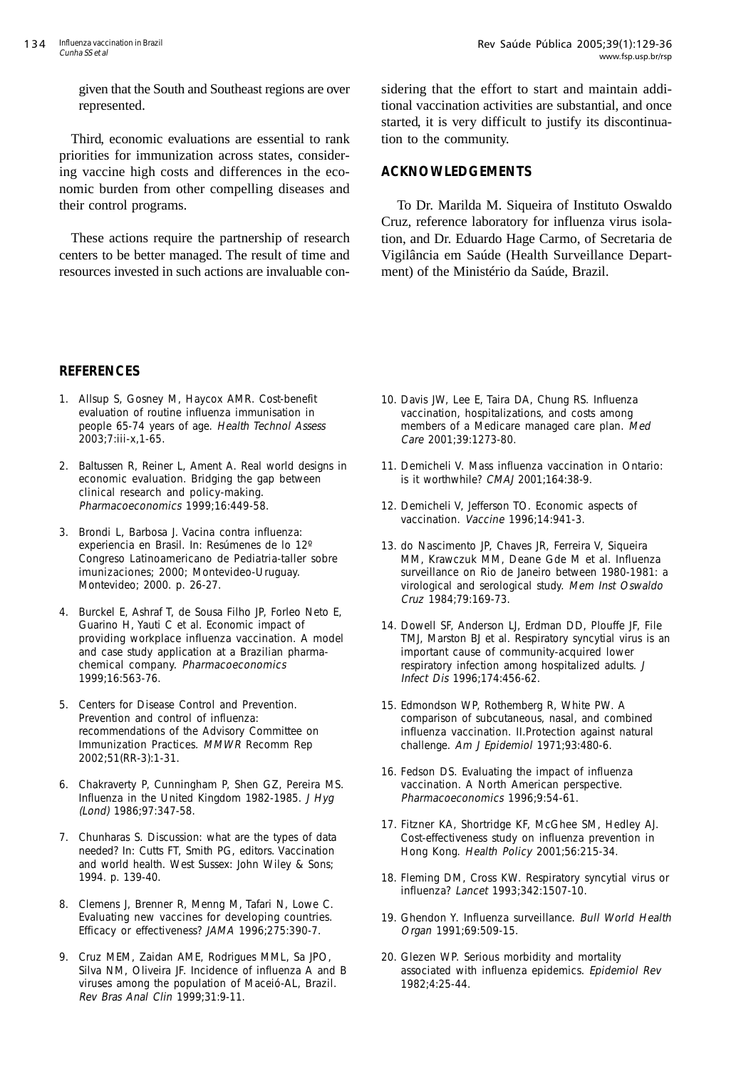given that the South and Southeast regions are over represented.

Third, economic evaluations are essential to rank priorities for immunization across states, considering vaccine high costs and differences in the economic burden from other compelling diseases and their control programs.

These actions require the partnership of research centers to be better managed. The result of time and resources invested in such actions are invaluable considering that the effort to start and maintain additional vaccination activities are substantial, and once started, it is very difficult to justify its discontinuation to the community.

## ACKNOWLEDGEMENTS

To Dr. Marilda M. Siqueira of Instituto Oswaldo Cruz, reference laboratory for influenza virus isolation, and Dr. Eduardo Hage Carmo, of Secretaria de Vigilância em Saúde (Health Surveillance Department) of the Ministério da Saúde, Brazil.

## REFERENCES

1. Allsup S, Gosney M, Haycox AMR. Cost-benefit evaluation of routine influenza immunisation in people 65-74 years of age. *Health Technol Assess* 2003;7:iii-x,1-65.
2. Baltussen R, Reiner L, Ament A. Real world designs in economic evaluation. Bridging the gap between clinical research and policy-making. *Pharmacoeconomics* 1999;16:449-58.
3. Brondi L, Barbosa J. Vacina contra influenza: experiencia en Brasil. In: Resúmenes de lo 12º Congreso Latinoamericano de Pediatria-taller sobre imunizaciones; 2000; Montevideo-Uruguay. Montevideo; 2000. p. 26-27.
4. Burckel E, Ashraf T, de Sousa Filho JP, Forleo Neto E, Guarino H, Yauti C et al. Economic impact of providing workplace influenza vaccination. A model and case study application at a Brazilian pharma-chemical company. *Pharmacoeconomics* 1999;16:563-76.
5. Centers for Disease Control and Prevention. Prevention and control of influenza: recommendations of the Advisory Committee on Immunization Practices. *MMWR* Recomm Rep 2002;51(RR-3):1-31.
6. Chakraverty P, Cunningham P, Shen GZ, Pereira MS. Influenza in the United Kingdom 1982-1985. *J Hyg (Lond)* 1986;97:347-58.
7. Chunharas S. Discussion: what are the types of data needed? In: Cutts FT, Smith PG, editors. Vaccination and world health. West Sussex: John Wiley & Sons; 1994. p. 139-40.
8. Clemens J, Brenner R, Menng M, Tafari N, Lowe C. Evaluating new vaccines for developing countries. Efficacy or effectiveness? *JAMA* 1996;275:390-7.
9. Cruz MEM, Zaidan AME, Rodrigues MML, Sa JPO, Silva NM, Oliveira JF. Incidence of influenza A and B viruses among the population of Maceió-AL, Brazil. *Rev Bras Anal Clin* 1999;31:9-11.
10. Davis JW, Lee E, Taira DA, Chung RS. Influenza vaccination, hospitalizations, and costs among members of a Medicare managed care plan. *Med Care* 2001;39:1273-80.
11. Demicheli V. Mass influenza vaccination in Ontario: is it worthwhile? *CMAJ* 2001;164:38-9.
12. Demicheli V, Jefferson TO. Economic aspects of vaccination. *Vaccine* 1996;14:941-3.
13. do Nascimento JP, Chaves JR, Ferreira V, Siqueira MM, Krawczuk MM, Deane Gde M et al. Influenza surveillance on Rio de Janeiro between 1980-1981: a virological and serological study. *Mem Inst Oswaldo Cruz* 1984;79:169-73.
14. Dowell SF, Anderson LJ, Erdman DD, Plouffe JF, File TMJ, Marston BJ et al. Respiratory syncytial virus is an important cause of community-acquired lower respiratory infection among hospitalized adults. *J Infect Dis* 1996;174:456-62.
15. Edmondson WP, Rothemberg R, White PW. A comparison of subcutaneous, nasal, and combined influenza vaccination. II.Protection against natural challenge. *Am J Epidemiol* 1971;93:480-6.
16. Fedson DS. Evaluating the impact of influenza vaccination. A North American perspective. *Pharmacoeconomics* 1996;9:54-61.
17. Fitzner KA, Shortridge KF, McGhee SM, Hedley AJ. Cost-effectiveness study on influenza prevention in Hong Kong. *Health Policy* 2001;56:215-34.
18. Fleming DM, Cross KW. Respiratory syncytial virus or influenza? *Lancet* 1993;342:1507-10.
19. Ghendon Y. Influenza surveillance. *Bull World Health Organ* 1991;69:509-15.
20. Glezen WP. Serious morbidity and mortality associated with influenza epidemics. *Epidemiol Rev* 1982;4:25-44.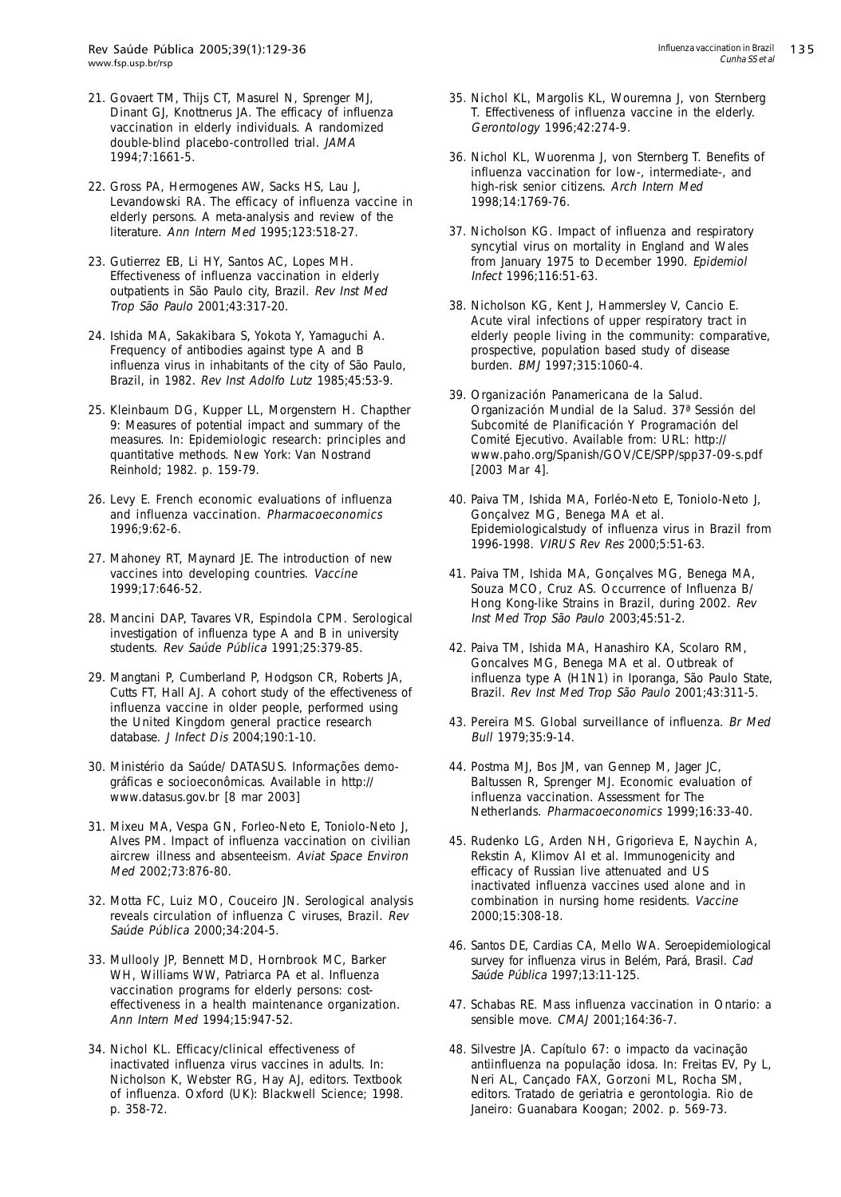21. Govaert TM, Thijs CT, Masurel N, Sprenger MJ, Dinant GJ, Knottnerus JA. The efficacy of influenza vaccination in elderly individuals. A randomized double-blind placebo-controlled trial. *JAMA* 1994;7:1661-5.

22. Gross PA, Hermogenes AW, Sacks HS, Lau J, Levandowski RA. The efficacy of influenza vaccine in elderly persons. A meta-analysis and review of the literature. *Ann Intern Med* 1995;123:518-27.

23. Gutierrez EB, Li HY, Santos AC, Lopes MH. Effectiveness of influenza vaccination in elderly outpatients in São Paulo city, Brazil. *Rev Inst Med Trop São Paulo* 2001;43:317-20.

24. Ishida MA, Sakakibara S, Yokota Y, Yamaguchi A. Frequency of antibodies against type A and B influenza virus in inhabitants of the city of São Paulo, Brazil, in 1982. *Rev Inst Adolfo Lutz* 1985;45:53-9.

25. Kleinbaum DG, Kupper LL, Morgenstern H. Chapther 9: Measures of potential impact and summary of the measures. In: Epidemiologic research: principles and quantitative methods. New York: Van Nostrand Reinhold; 1982. p. 159-79.

26. Levy E. French economic evaluations of influenza and influenza vaccination. *Pharmacoeconomics* 1996;9:62-6.

27. Mahoney RT, Maynard JE. The introduction of new vaccines into developing countries. *Vaccine* 1999;17:646-52.

28. Mancini DAP, Tavares VR, Espindola CPM. Serological investigation of influenza type A and B in university students. *Rev Saúde Pública* 1991;25:379-85.

29. Mangtani P, Cumberland P, Hodgson CR, Roberts JA, Cutts FT, Hall AJ. A cohort study of the effectiveness of influenza vaccine in older people, performed using the United Kingdom general practice research database. *J Infect Dis* 2004;190:1-10.

30. Ministério da Saúde/ DATASUS. Informações demográficas e socioeconômicas. Available in http://www.datasus.gov.br [8 mar 2003]

31. Mixeu MA, Vespa GN, Forleo-Neto E, Toniolo-Neto J, Alves PM. Impact of influenza vaccination on civilian aircrew illness and absenteeism. *Aviat Space Environ Med* 2002;73:876-80.

32. Motta FC, Luiz MO, Couceiro JN. Serological analysis reveals circulation of influenza C viruses, Brazil. *Rev Saúde Pública* 2000;34:204-5.

33. Mullooly JP, Bennett MD, Hornbrook MC, Barker WH, Williams WW, Patriarca PA et al. Influenza vaccination programs for elderly persons: cost-effectiveness in a health maintenance organization. *Ann Intern Med* 1994;15:947-52.

34. Nichol KL. Efficacy/clinical effectiveness of inactivated influenza virus vaccines in adults. In: Nicholson K, Webster RG, Hay AJ, editors. Textbook of influenza. Oxford (UK): Blackwell Science; 1998. p. 358-72.

35. Nichol KL, Margolis KL, Wouremna J, von Sternberg T. Effectiveness of influenza vaccine in the elderly. *Gerontology* 1996;42:274-9.

36. Nichol KL, Wuorenma J, von Sternberg T. Benefits of influenza vaccination for low-, intermediate-, and high-risk senior citizens. *Arch Intern Med* 1998;14:1769-76.

37. Nicholson KG. Impact of influenza and respiratory syncytial virus on mortality in England and Wales from January 1975 to December 1990. *Epidemiol Infect* 1996;116:51-63.

38. Nicholson KG, Kent J, Hammersley V, Cancio E. Acute viral infections of upper respiratory tract in elderly people living in the community: comparative, prospective, population based study of disease burden. *BMJ* 1997;315:1060-4.

39. Organización Panamericana de la Salud. Organización Mundial de la Salud. 37ª Sessión del Subcomité de Planificación Y Programación del Comité Ejecutivo. Available from: URL: http://www.paho.org/Spanish/GOV/CE/SPP/spp37-09-s.pdf [2003 Mar 4].

40. Paiva TM, Ishida MA, Forléo-Neto E, Toniolo-Neto J, Gonçalvez MG, Benega MA et al. Epidemiologicalstudy of influenza virus in Brazil from 1996-1998. *VIRUS Rev Res* 2000;5:51-63.

41. Paiva TM, Ishida MA, Gonçalves MG, Benega MA, Souza MCO, Cruz AS. Occurrence of Influenza B/ Hong Kong-like Strains in Brazil, during 2002. *Rev Inst Med Trop São Paulo* 2003;45:51-2.

42. Paiva TM, Ishida MA, Hanashiro KA, Scolaro RM, Goncalves MG, Benega MA et al. Outbreak of influenza type A (H1N1) in Iporanga, São Paulo State, Brazil. *Rev Inst Med Trop São Paulo* 2001;43:311-5.

43. Pereira MS. Global surveillance of influenza. *Br Med Bull* 1979;35:9-14.

44. Postma MJ, Bos JM, van Gennep M, Jager JC, Baltussen R, Sprenger MJ. Economic evaluation of influenza vaccination. Assessment for The Netherlands. *Pharmacoeconomics* 1999;16:33-40.

45. Rudenko LG, Arden NH, Grigorieva E, Naychin A, Rekstin A, Klimov AI et al. Immunogenicity and efficacy of Russian live attenuated and US inactivated influenza vaccines used alone and in combination in nursing home residents. *Vaccine* 2000;15:308-18.

46. Santos DE, Cardias CA, Mello WA. Seroepidemiological survey for influenza virus in Belém, Pará, Brasil. *Cad Saúde Pública* 1997;13:11-125.

47. Schabas RE. Mass influenza vaccination in Ontario: a sensible move. *CMAJ* 2001;164:36-7.

48. Silvestre JA. Capítulo 67: o impacto da vacinação antiinfluenza na população idosa. In: Freitas EV, Py L, Neri AL, Cançado FAX, Gorzoni ML, Rocha SM, editors. Tratado de geriatria e gerontologia. Rio de Janeiro: Guanabara Koogan; 2002. p. 569-73.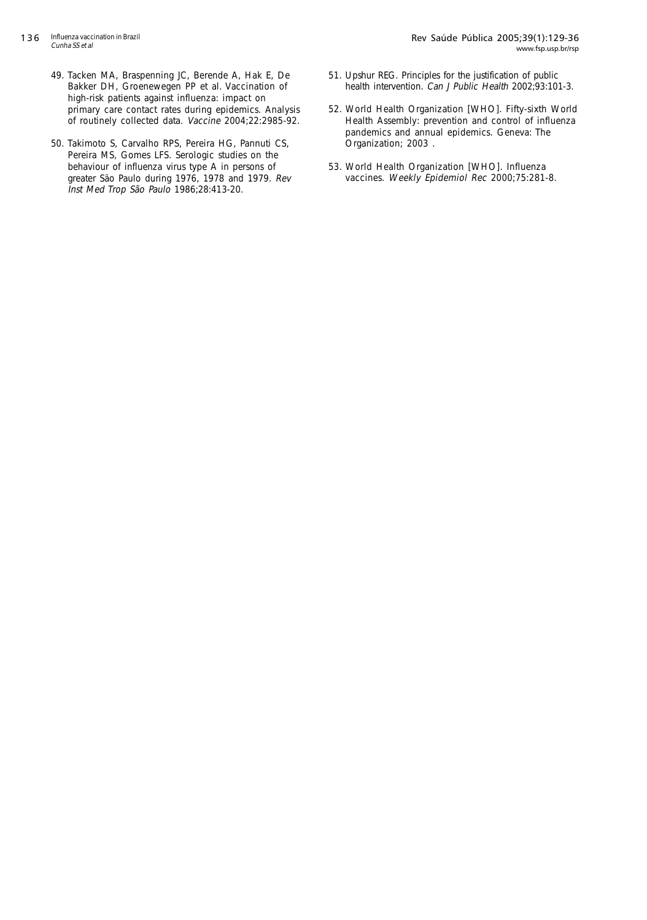49. Tacken MA, Braspenning JC, Berende A, Hak E, De Bakker DH, Groenewegen PP et al. Vaccination of high-risk patients against influenza: impact on primary care contact rates during epidemics. Analysis of routinely collected data. *Vaccine* 2004;22:2985-92.

50. Takimoto S, Carvalho RPS, Pereira HG, Pannuti CS, Pereira MS, Gomes LFS. Serologic studies on the behaviour of influenza virus type A in persons of greater São Paulo during 1976, 1978 and 1979. *Rev Inst Med Trop São Paulo* 1986;28:413-20.

51. Upshur REG. Principles for the justification of public health intervention. *Can J Public Health* 2002;93:101-3.

52. World Health Organization [WHO]. Fifty-sixth World Health Assembly: prevention and control of influenza pandemics and annual epidemics. Geneva: The Organization; 2003 .

53. World Health Organization [WHO]. Influenza vaccines. *Weekly Epidemiol Rec* 2000;75:281-8.